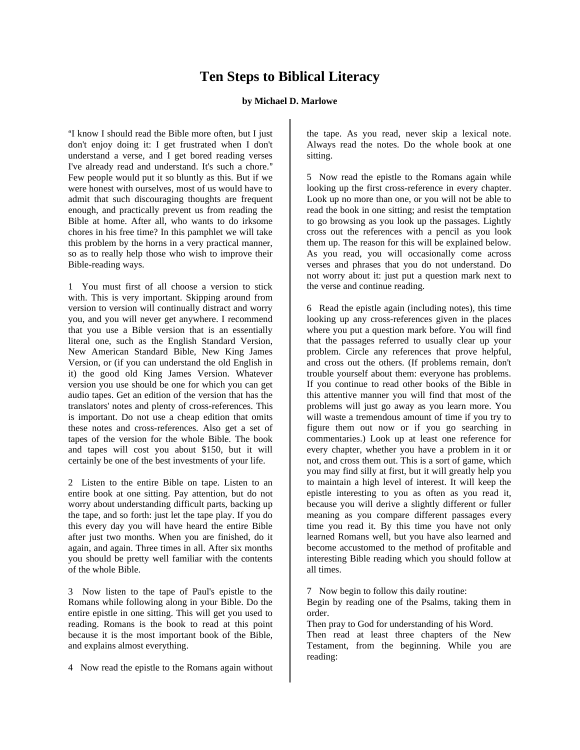# Ten Steps to Biblical Literacy

**by Michael D. Marlowe**

"I know I should read the Bible more often, but I just don't enjoy doing it: I get frustrated when I don't understand a verse, and I get bored reading verses I've already read and understand. It's such a chore." Few people would put it so bluntly as this. But if we were honest with ourselves, most of us would have to admit that such discouraging thoughts are frequent enough, and practically prevent us from reading the Bible at home. After all, who wants to do irksome chores in his free time? In this pamphlet we will take this problem by the horns in a very practical manner, so as to really help those who wish to improve their Bible-reading ways.

1 You must first of all choose a version to stick with. This is very important. Skipping around from version to version will continually distract and worry you, and you will never get anywhere. I recommend that you use a Bible version that is an essentially literal one, such as the English Standard Version, New American Standard Bible, New King James Version, or (if you can understand the old English in it) the good old King James Version. Whatever version you use should be one for which you can get audio tapes. Get an edition of the version that has the translators' notes and plenty of cross-references. This is important. Do not use a cheap edition that omits these notes and cross-references. Also get a set of tapes of the version for the whole Bible. The book and tapes will cost you about $150, but it will certainly be one of the best investments of your life.

2 Listen to the entire Bible on tape. Listen to an entire book at one sitting. Pay attention, but do not worry about understanding difficult parts, backing up the tape, and so forth: just let the tape play. If you do this every day you will have heard the entire Bible after just two months. When you are finished, do it again, and again. Three times in all. After six months you should be pretty well familiar with the contents of the whole Bible.

3 Now listen to the tape of Paul's epistle to the Romans while following along in your Bible. Do the entire epistle in one sitting. This will get you used to reading. Romans is the book to read at this point because it is the most important book of the Bible, and explains almost everything.

4 Now read the epistle to the Romans again without the tape. As you read, never skip a lexical note. Always read the notes. Do the whole book at one sitting.

5 Now read the epistle to the Romans again while looking up the first cross-reference in every chapter. Look up no more than one, or you will not be able to read the book in one sitting; and resist the temptation to go browsing as you look up the passages. Lightly cross out the references with a pencil as you look them up. The reason for this will be explained below. As you read, you will occasionally come across verses and phrases that you do not understand. Do not worry about it: just put a question mark next to the verse and continue reading.

6 Read the epistle again (including notes), this time looking up any cross-references given in the places where you put a question mark before. You will find that the passages referred to usually clear up your problem. Circle any references that prove helpful, and cross out the others. (If problems remain, don't trouble yourself about them: everyone has problems. If you continue to read other books of the Bible in this attentive manner you will find that most of the problems will just go away as you learn more. You will waste a tremendous amount of time if you try to figure them out now or if you go searching in commentaries.) Look up at least one reference for every chapter, whether you have a problem in it or not, and cross them out. This is a sort of game, which you may find silly at first, but it will greatly help you to maintain a high level of interest. It will keep the epistle interesting to you as often as you read it, because you will derive a slightly different or fuller meaning as you compare different passages every time you read it. By this time you have not only learned Romans well, but you have also learned and become accustomed to the method of profitable and interesting Bible reading which you should follow at all times.

7 Now begin to follow this daily routine:
Begin by reading one of the Psalms, taking them in order.
Then pray to God for understanding of his Word.
Then read at least three chapters of the New Testament, from the beginning. While you are reading: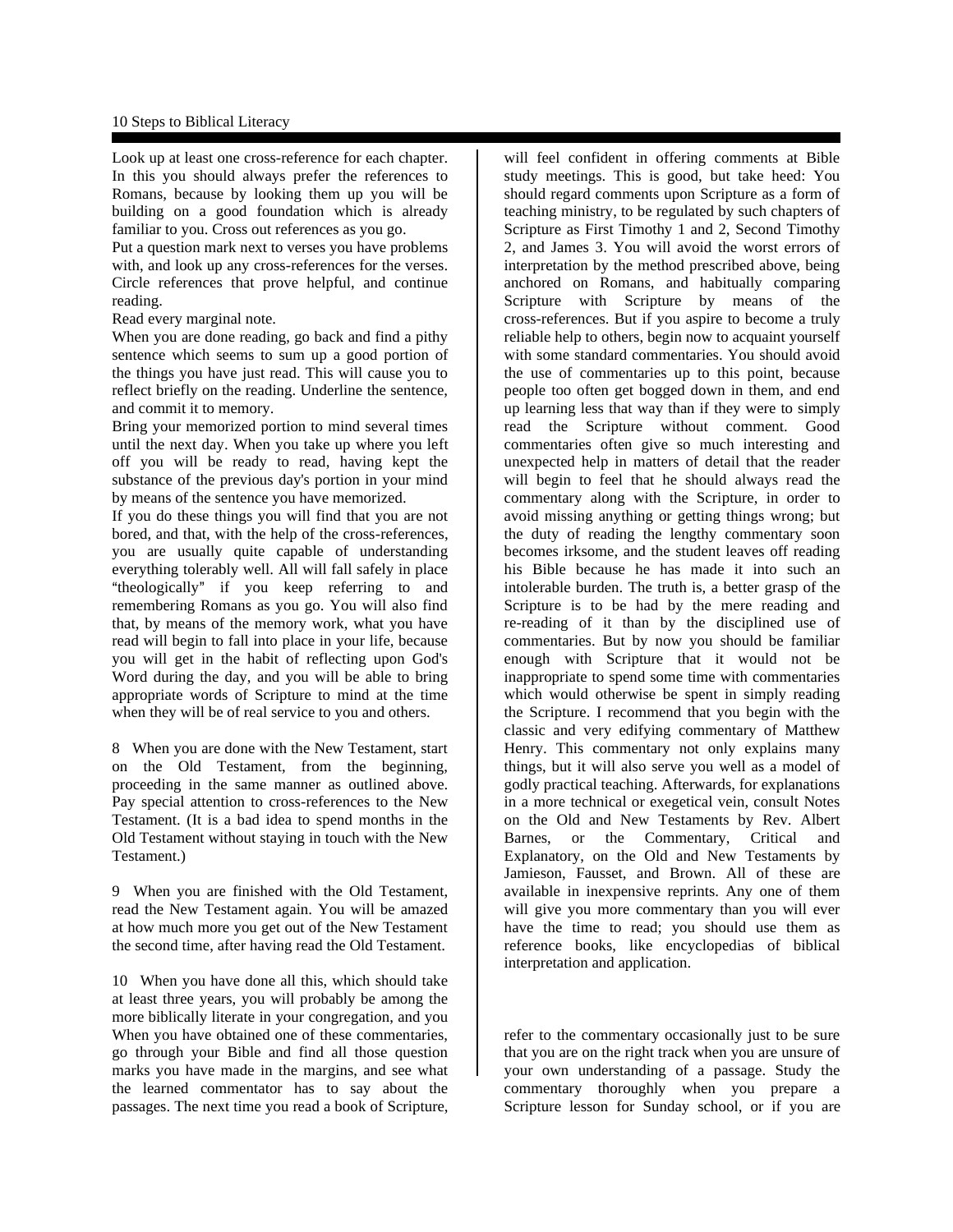Look up at least one cross-reference for each chapter. In this you should always prefer the references to Romans, because by looking them up you will be building on a good foundation which is already familiar to you. Cross out references as you go.

Put a question mark next to verses you have problems with, and look up any cross-references for the verses. Circle references that prove helpful, and continue reading.

Read every marginal note.

When you are done reading, go back and find a pithy sentence which seems to sum up a good portion of the things you have just read. This will cause you to reflect briefly on the reading. Underline the sentence, and commit it to memory.

Bring your memorized portion to mind several times until the next day. When you take up where you left off you will be ready to read, having kept the substance of the previous day's portion in your mind by means of the sentence you have memorized.

If you do these things you will find that you are not bored, and that, with the help of the cross-references, you are usually quite capable of understanding everything tolerably well. All will fall safely in place "theologically" if you keep referring to and remembering Romans as you go. You will also find that, by means of the memory work, what you have read will begin to fall into place in your life, because you will get in the habit of reflecting upon God's Word during the day, and you will be able to bring appropriate words of Scripture to mind at the time when they will be of real service to you and others.

8 When you are done with the New Testament, start on the Old Testament, from the beginning, proceeding in the same manner as outlined above. Pay special attention to cross-references to the New Testament. (It is a bad idea to spend months in the Old Testament without staying in touch with the New Testament.)

9 When you are finished with the Old Testament, read the New Testament again. You will be amazed at how much more you get out of the New Testament the second time, after having read the Old Testament.

10 When you have done all this, which should take at least three years, you will probably be among the more biblically literate in your congregation, and you will feel confident in offering comments at Bible study meetings. This is good, but take heed: You should regard comments upon Scripture as a form of teaching ministry, to be regulated by such chapters of Scripture as First Timothy 1 and 2, Second Timothy 2, and James 3. You will avoid the worst errors of interpretation by the method prescribed above, being anchored on Romans, and habitually comparing Scripture with Scripture by means of the cross-references. But if you aspire to become a truly reliable help to others, begin now to acquaint yourself with some standard commentaries. You should avoid the use of commentaries up to this point, because people too often get bogged down in them, and end up learning less that way than if they were to simply read the Scripture without comment. Good commentaries often give so much interesting and unexpected help in matters of detail that the reader will begin to feel that he should always read the commentary along with the Scripture, in order to avoid missing anything or getting things wrong; but the duty of reading the lengthy commentary soon becomes irksome, and the student leaves off reading his Bible because he has made it into such an intolerable burden. The truth is, a better grasp of the Scripture is to be had by the mere reading and re-reading of it than by the disciplined use of commentaries. But by now you should be familiar enough with Scripture that it would not be inappropriate to spend some time with commentaries which would otherwise be spent in simply reading the Scripture. I recommend that you begin with the classic and very edifying commentary of Matthew Henry. This commentary not only explains many things, but it will also serve you well as a model of godly practical teaching. Afterwards, for explanations in a more technical or exegetical vein, consult Notes on the Old and New Testaments by Rev. Albert Barnes, or the Commentary, Critical and Explanatory, on the Old and New Testaments by Jamieson, Fausset, and Brown. All of these are available in inexpensive reprints. Any one of them will give you more commentary than you will ever have the time to read; you should use them as reference books, like encyclopedias of biblical interpretation and application.

When you have obtained one of these commentaries, go through your Bible and find all those question marks you have made in the margins, and see what the learned commentator has to say about the passages. The next time you read a book of Scripture, refer to the commentary occasionally just to be sure that you are on the right track when you are unsure of your own understanding of a passage. Study the commentary thoroughly when you prepare a Scripture lesson for Sunday school, or if you are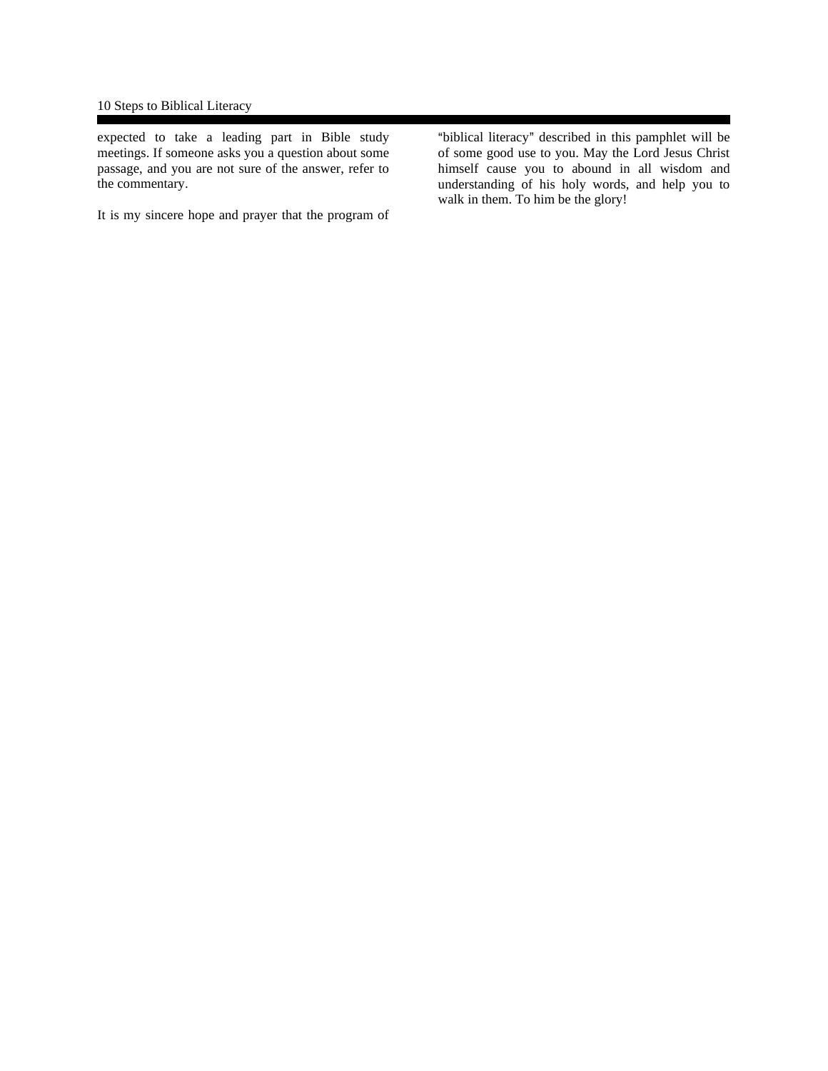expected to take a leading part in Bible study meetings. If someone asks you a question about some passage, and you are not sure of the answer, refer to the commentary.

It is my sincere hope and prayer that the program of "biblical literacy" described in this pamphlet will be of some good use to you. May the Lord Jesus Christ himself cause you to abound in all wisdom and understanding of his holy words, and help you to walk in them. To him be the glory!